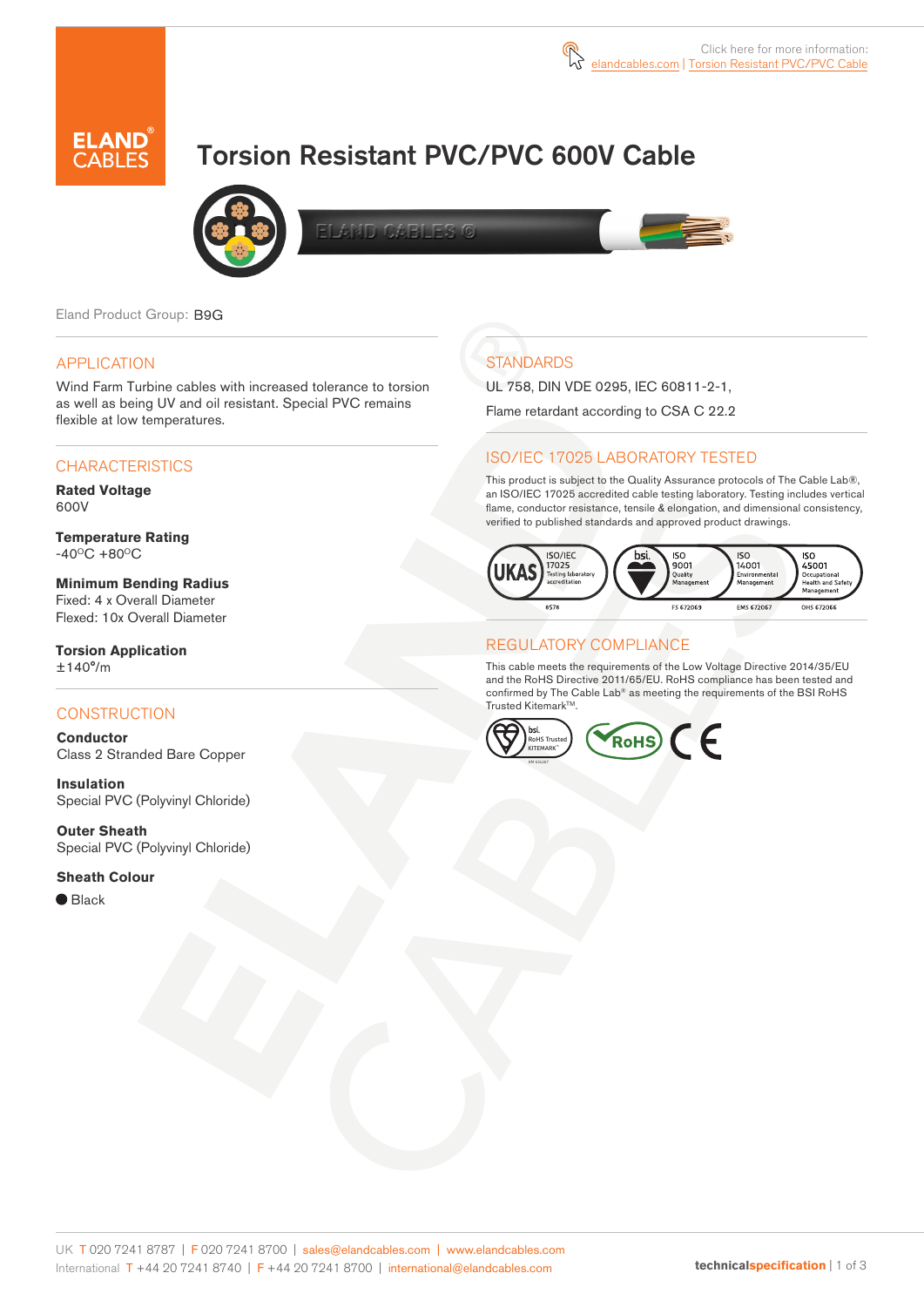Click here for more information:
elandcables.com | Torsion Resistant PVC/PVC Cable

# Torsion Resistant PVC/PVC 600V Cable

Eland Product Group: B9G

## APPLICATION

Wind Farm Turbine cables with increased tolerance to torsion as well as being UV and oil resistant. Special PVC remains flexible at low temperatures.

## CHARACTERISTICS

**Rated Voltage**
600V

**Temperature Rating**
-40$^{o}$C +80$^{o}$C

**Minimum Bending Radius**
Fixed: 4 x Overall Diameter
Flexed: 10x Overall Diameter

**Torsion Application**
±140°/m

## CONSTRUCTION

**Conductor**
Class 2 Stranded Bare Copper

**Insulation**
Special PVC (Polyvinyl Chloride)

**Outer Sheath**
Special PVC (Polyvinyl Chloride)

**Sheath Colour**
● Black

## STANDARDS

UL 758, DIN VDE 0295, IEC 60811-2-1,

Flame retardant according to CSA C 22.2

## ISO/IEC 17025 LABORATORY TESTED

This product is subject to the Quality Assurance protocols of The Cable Lab®, an ISO/IEC 17025 accredited cable testing laboratory. Testing includes vertical flame, conductor resistance, tensile & elongation, and dimensional consistency, verified to published standards and approved product drawings.

UKAS ISO/IEC 17025 Testing laboratory accreditation 8578 | bsi. ISO 9001 Quality Management FS 672069 | ISO 14001 Environmental Management EMS 672067 | ISO 45001 Occupational Health and Safety Management OHS 672066

## REGULATORY COMPLIANCE

This cable meets the requirements of the Low Voltage Directive 2014/35/EU and the RoHS Directive 2011/65/EU. RoHS compliance has been tested and confirmed by The Cable Lab® as meeting the requirements of the BSI RoHS Trusted Kitemark™.

bsi. RoHS Trusted KITEMARK™ | RoHS | CE

UK T 020 7241 8787 | F 020 7241 8700 | sales@elandcables.com | www.elandcables.com
International T +44 20 7241 8740 | F +44 20 7241 8700 | international@elandcables.com

technicalspecification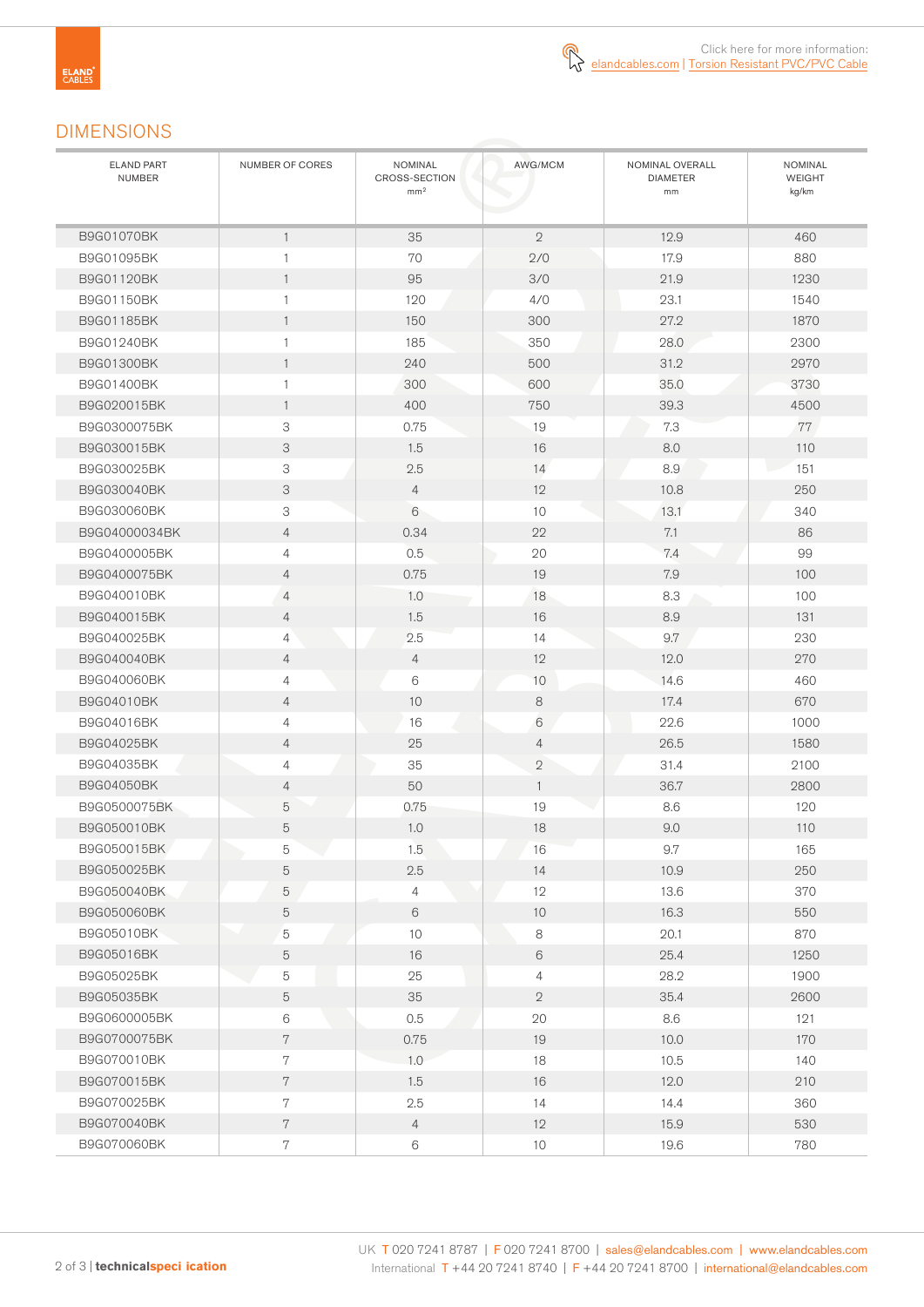Click here for more information:
elandcables.com | Torsion Resistant PVC/PVC Cable

## DIMENSIONS

| ELAND PART NUMBER | NUMBER OF CORES | NOMINAL CROSS-SECTION mm² | AWG/MCM | NOMINAL OVERALL DIAMETER mm | NOMINAL WEIGHT kg/km |
|---|---|---|---|---|---|
| B9G01070BK | 1 | 35 | 2 | 12.9 | 460 |
| B9G01095BK | 1 | 70 | 2/0 | 17.9 | 880 |
| B9G01120BK | 1 | 95 | 3/0 | 21.9 | 1230 |
| B9G01150BK | 1 | 120 | 4/0 | 23.1 | 1540 |
| B9G01185BK | 1 | 150 | 300 | 27.2 | 1870 |
| B9G01240BK | 1 | 185 | 350 | 28.0 | 2300 |
| B9G01300BK | 1 | 240 | 500 | 31.2 | 2970 |
| B9G01400BK | 1 | 300 | 600 | 35.0 | 3730 |
| B9G020015BK | 1 | 400 | 750 | 39.3 | 4500 |
| B9G0300075BK | 3 | 0.75 | 19 | 7.3 | 77 |
| B9G030015BK | 3 | 1.5 | 16 | 8.0 | 110 |
| B9G030025BK | 3 | 2.5 | 14 | 8.9 | 151 |
| B9G030040BK | 3 | 4 | 12 | 10.8 | 250 |
| B9G030060BK | 3 | 6 | 10 | 13.1 | 340 |
| B9G04000034BK | 4 | 0.34 | 22 | 7.1 | 86 |
| B9G0400005BK | 4 | 0.5 | 20 | 7.4 | 99 |
| B9G0400075BK | 4 | 0.75 | 19 | 7.9 | 100 |
| B9G040010BK | 4 | 1.0 | 18 | 8.3 | 100 |
| B9G040015BK | 4 | 1.5 | 16 | 8.9 | 131 |
| B9G040025BK | 4 | 2.5 | 14 | 9.7 | 230 |
| B9G040040BK | 4 | 4 | 12 | 12.0 | 270 |
| B9G040060BK | 4 | 6 | 10 | 14.6 | 460 |
| B9G04010BK | 4 | 10 | 8 | 17.4 | 670 |
| B9G04016BK | 4 | 16 | 6 | 22.6 | 1000 |
| B9G04025BK | 4 | 25 | 4 | 26.5 | 1580 |
| B9G04035BK | 4 | 35 | 2 | 31.4 | 2100 |
| B9G04050BK | 4 | 50 | 1 | 36.7 | 2800 |
| B9G0500075BK | 5 | 0.75 | 19 | 8.6 | 120 |
| B9G050010BK | 5 | 1.0 | 18 | 9.0 | 110 |
| B9G050015BK | 5 | 1.5 | 16 | 9.7 | 165 |
| B9G050025BK | 5 | 2.5 | 14 | 10.9 | 250 |
| B9G050040BK | 5 | 4 | 12 | 13.6 | 370 |
| B9G050060BK | 5 | 6 | 10 | 16.3 | 550 |
| B9G05010BK | 5 | 10 | 8 | 20.1 | 870 |
| B9G05016BK | 5 | 16 | 6 | 25.4 | 1250 |
| B9G05025BK | 5 | 25 | 4 | 28.2 | 1900 |
| B9G05035BK | 5 | 35 | 2 | 35.4 | 2600 |
| B9G0600005BK | 6 | 0.5 | 20 | 8.6 | 121 |
| B9G0700075BK | 7 | 0.75 | 19 | 10.0 | 170 |
| B9G070010BK | 7 | 1.0 | 18 | 10.5 | 140 |
| B9G070015BK | 7 | 1.5 | 16 | 12.0 | 210 |
| B9G070025BK | 7 | 2.5 | 14 | 14.4 | 360 |
| B9G070040BK | 7 | 4 | 12 | 15.9 | 530 |
| B9G070060BK | 7 | 6 | 10 | 19.6 | 780 |

UK T 020 7241 8787 | F 020 7241 8700 | sales@elandcables.com | www.elandcables.com
International T +44 20 7241 8740 | F +44 20 7241 8700 | international@elandcables.com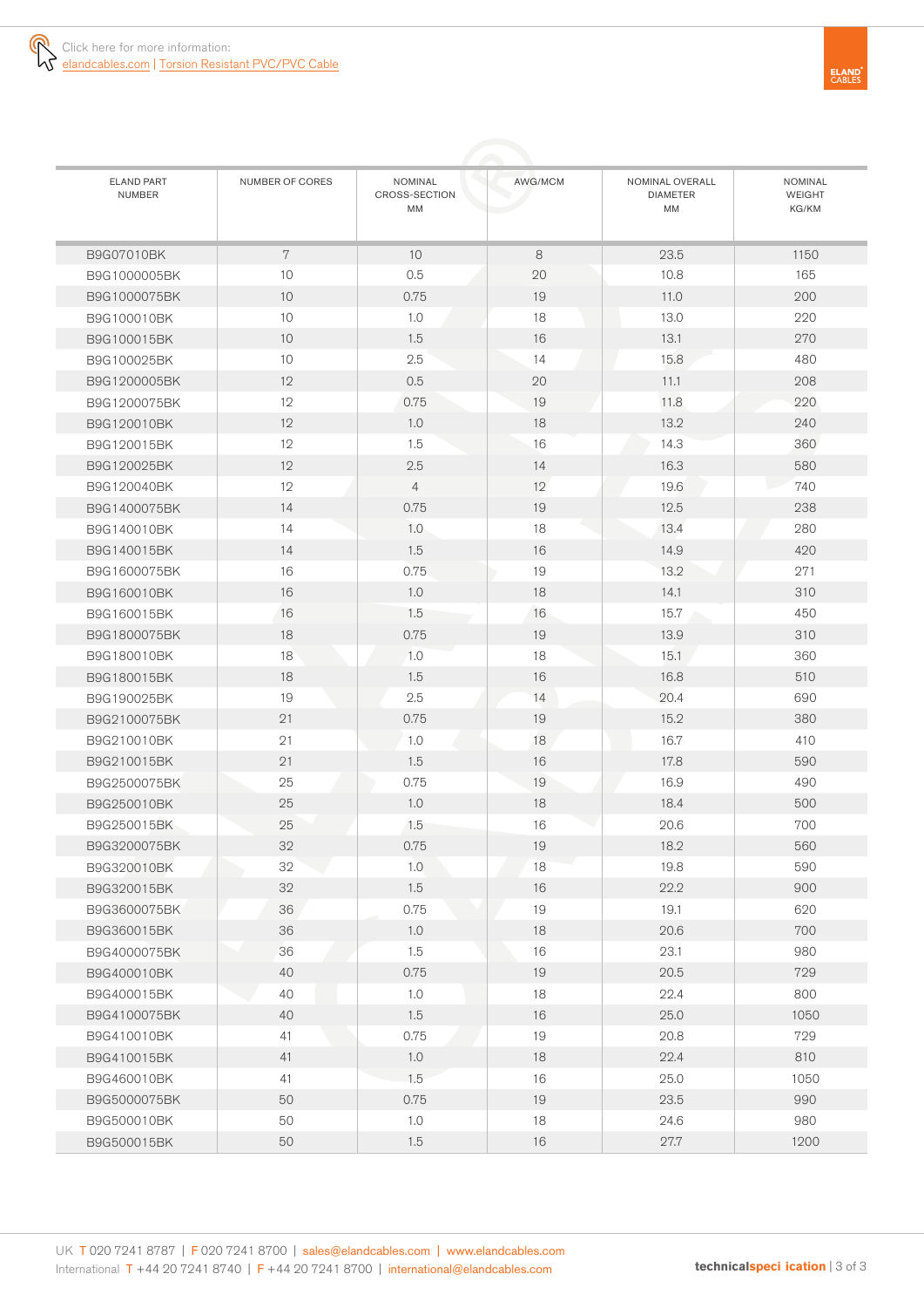Click here for more information:
elandcables.com | Torsion Resistant PVC/PVC Cable

| ELAND PART NUMBER | NUMBER OF CORES | NOMINAL CROSS-SECTION MM | AWG/MCM | NOMINAL OVERALL DIAMETER MM | NOMINAL WEIGHT KG/KM |
|---|---|---|---|---|---|
| B9G07010BK | 7 | 10 | 8 | 23.5 | 1150 |
| B9G1000005BK | 10 | 0.5 | 20 | 10.8 | 165 |
| B9G1000075BK | 10 | 0.75 | 19 | 11.0 | 200 |
| B9G100010BK | 10 | 1.0 | 18 | 13.0 | 220 |
| B9G100015BK | 10 | 1.5 | 16 | 13.1 | 270 |
| B9G100025BK | 10 | 2.5 | 14 | 15.8 | 480 |
| B9G1200005BK | 12 | 0.5 | 20 | 11.1 | 208 |
| B9G1200075BK | 12 | 0.75 | 19 | 11.8 | 220 |
| B9G120010BK | 12 | 1.0 | 18 | 13.2 | 240 |
| B9G120015BK | 12 | 1.5 | 16 | 14.3 | 360 |
| B9G120025BK | 12 | 2.5 | 14 | 16.3 | 580 |
| B9G120040BK | 12 | 4 | 12 | 19.6 | 740 |
| B9G1400075BK | 14 | 0.75 | 19 | 12.5 | 238 |
| B9G140010BK | 14 | 1.0 | 18 | 13.4 | 280 |
| B9G140015BK | 14 | 1.5 | 16 | 14.9 | 420 |
| B9G1600075BK | 16 | 0.75 | 19 | 13.2 | 271 |
| B9G160010BK | 16 | 1.0 | 18 | 14.1 | 310 |
| B9G160015BK | 16 | 1.5 | 16 | 15.7 | 450 |
| B9G1800075BK | 18 | 0.75 | 19 | 13.9 | 310 |
| B9G180010BK | 18 | 1.0 | 18 | 15.1 | 360 |
| B9G180015BK | 18 | 1.5 | 16 | 16.8 | 510 |
| B9G190025BK | 19 | 2.5 | 14 | 20.4 | 690 |
| B9G2100075BK | 21 | 0.75 | 19 | 15.2 | 380 |
| B9G210010BK | 21 | 1.0 | 18 | 16.7 | 410 |
| B9G210015BK | 21 | 1.5 | 16 | 17.8 | 590 |
| B9G2500075BK | 25 | 0.75 | 19 | 16.9 | 490 |
| B9G250010BK | 25 | 1.0 | 18 | 18.4 | 500 |
| B9G250015BK | 25 | 1.5 | 16 | 20.6 | 700 |
| B9G3200075BK | 32 | 0.75 | 19 | 18.2 | 560 |
| B9G320010BK | 32 | 1.0 | 18 | 19.8 | 590 |
| B9G320015BK | 32 | 1.5 | 16 | 22.2 | 900 |
| B9G3600075BK | 36 | 0.75 | 19 | 19.1 | 620 |
| B9G360015BK | 36 | 1.0 | 18 | 20.6 | 700 |
| B9G4000075BK | 36 | 1.5 | 16 | 23.1 | 980 |
| B9G400010BK | 40 | 0.75 | 19 | 20.5 | 729 |
| B9G400015BK | 40 | 1.0 | 18 | 22.4 | 800 |
| B9G4100075BK | 40 | 1.5 | 16 | 25.0 | 1050 |
| B9G410010BK | 41 | 0.75 | 19 | 20.8 | 729 |
| B9G410015BK | 41 | 1.0 | 18 | 22.4 | 810 |
| B9G460010BK | 41 | 1.5 | 16 | 25.0 | 1050 |
| B9G5000075BK | 50 | 0.75 | 19 | 23.5 | 990 |
| B9G500010BK | 50 | 1.0 | 18 | 24.6 | 980 |
| B9G500015BK | 50 | 1.5 | 16 | 27.7 | 1200 |

UK T 020 7241 8787 | F 020 7241 8700 | sales@elandcables.com | www.elandcables.com
International T +44 20 7241 8740 | F +44 20 7241 8700 | international@elandcables.com